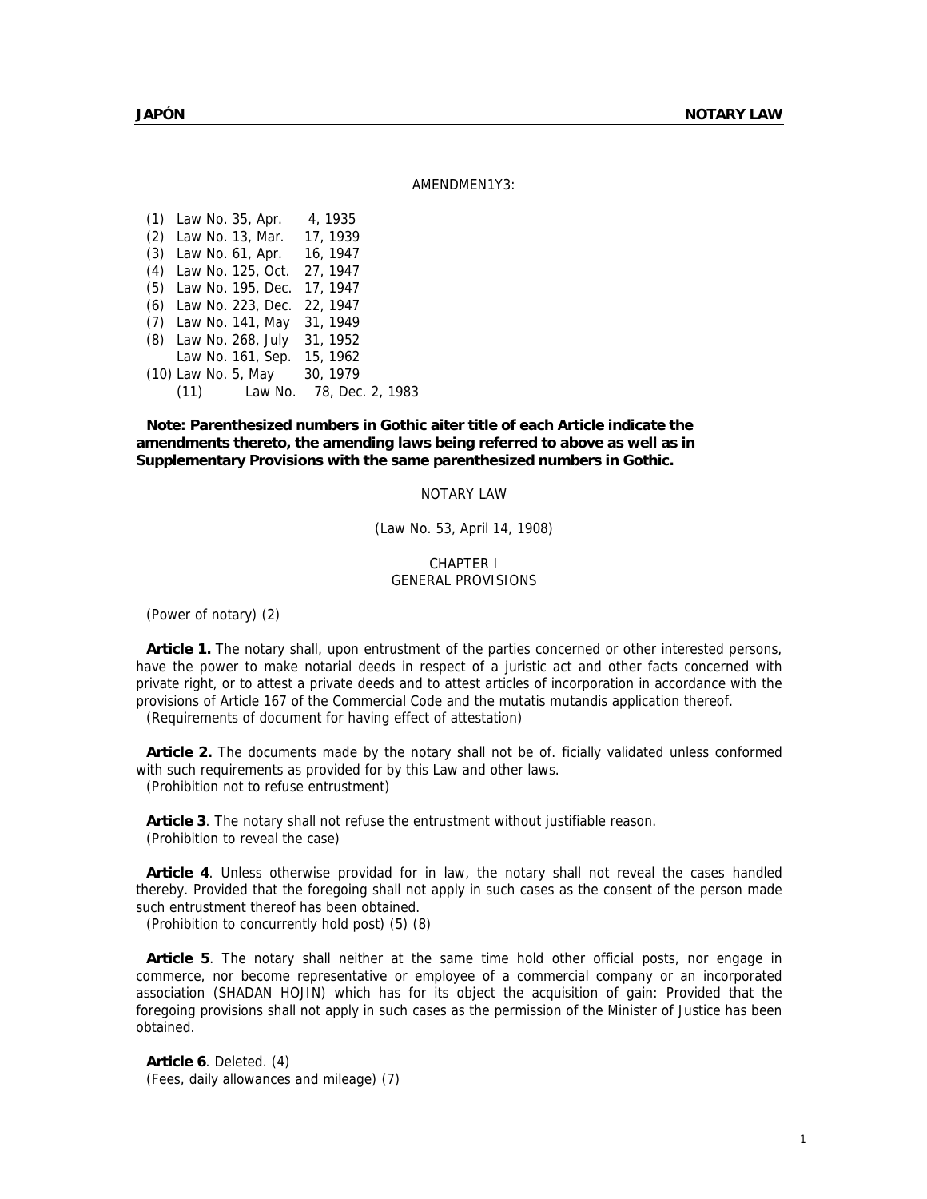AMENDMEN1Y3:

(1) Law No. 35, Apr. 4, 1935
(2) Law No. 13, Mar. 17, 1939
(3) Law No. 61, Apr. 16, 1947
(4) Law No. 125, Oct. 27, 1947
(5) Law No. 195, Dec. 17, 1947
(6) Law No. 223, Dec. 22, 1947
(7) Law No. 141, May 31, 1949
(8) Law No. 268, July 31, 1952
Law No. 161, Sep. 15, 1962
(10) Law No. 5, May 30, 1979
(11) Law No. 78, Dec. 2, 1983

**Note: Parenthesized numbers in Gothic aiter title of each Article indicate the amendments thereto, the amending laws being referred to above as well as in Supplementary Provisions with the same parenthesized numbers in Gothic.**

# NOTARY LAW

(Law No. 53, April 14, 1908)

## CHAPTER I
## GENERAL PROVISIONS

(Power of notary) (2)

**Article 1.** The notary shall, upon entrustment of the parties concerned or other interested persons, have the power to make notarial deeds in respect of a juristic act and other facts concerned with private right, or to attest a private deeds and to attest articles of incorporation in accordance with the provisions of Article 167 of the Commercial Code and the mutatis mutandis application thereof.

(Requirements of document for having effect of attestation)

**Article 2.** The documents made by the notary shall not be of. ficially validated unless conformed with such requirements as provided for by this Law and other laws.

(Prohibition not to refuse entrustment)

**Article 3**. The notary shall not refuse the entrustment without justifiable reason.

(Prohibition to reveal the case)

**Article 4**. Unless otherwise providad for in law, the notary shall not reveal the cases handled thereby. Provided that the foregoing shall not apply in such cases as the consent of the person made such entrustment thereof has been obtained.

(Prohibition to concurrently hold post) (5) (8)

**Article 5**. The notary shall neither at the same time hold other official posts, nor engage in commerce, nor become representative or employee of a commercial company or an incorporated association (SHADAN HOJIN) which has for its object the acquisition of gain: Provided that the foregoing provisions shall not apply in such cases as the permission of the Minister of Justice has been obtained.

**Article 6**. Deleted. (4)

(Fees, daily allowances and mileage) (7)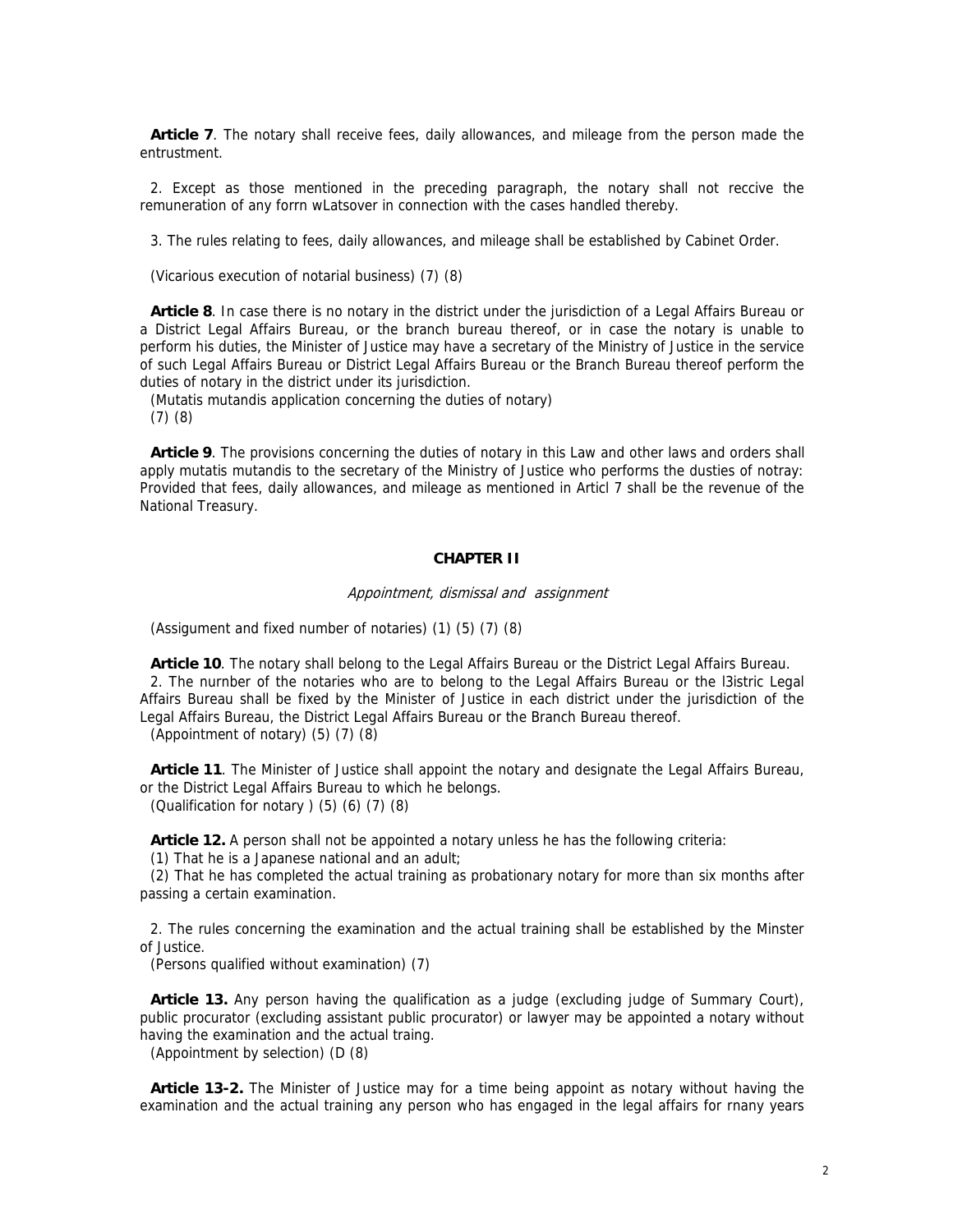**Article 7**. The notary shall receive fees, daily allowances, and mileage from the person made the entrustment.

2. Except as those mentioned in the preceding paragraph, the notary shall not reccive the remuneration of any forrn wLatsover in connection with the cases handled thereby.

3. The rules relating to fees, daily allowances, and mileage shall be established by Cabinet Order.

(Vicarious execution of notarial business) (7) (8)

**Article 8**. In case there is no notary in the district under the jurisdiction of a Legal Affairs Bureau or a District Legal Affairs Bureau, or the branch bureau thereof, or in case the notary is unable to perform his duties, the Minister of Justice may have a secretary of the Ministry of Justice in the service of such Legal Affairs Bureau or District Legal Affairs Bureau or the Branch Bureau thereof perform the duties of notary in the district under its jurisdiction.

(Mutatis mutandis application concerning the duties of notary) (7) (8)

**Article 9**. The provisions concerning the duties of notary in this Law and other laws and orders shall apply mutatis mutandis to the secretary of the Ministry of Justice who performs the dusties of notray: Provided that fees, daily allowances, and mileage as mentioned in Articl 7 shall be the revenue of the National Treasury.

## CHAPTER II

*Appointment, dismissal and assignment*

(Assigument and fixed number of notaries) (1) (5) (7) (8)

**Article 10**. The notary shall belong to the Legal Affairs Bureau or the District Legal Affairs Bureau.

2. The nurnber of the notaries who are to belong to the Legal Affairs Bureau or the l3istric Legal Affairs Bureau shall be fixed by the Minister of Justice in each district under the jurisdiction of the Legal Affairs Bureau, the District Legal Affairs Bureau or the Branch Bureau thereof.

(Appointment of notary) (5) (7) (8)

**Article 11**. The Minister of Justice shall appoint the notary and designate the Legal Affairs Bureau, or the District Legal Affairs Bureau to which he belongs.

(Qualification for notary ) (5) (6) (7) (8)

**Article 12.** A person shall not be appointed a notary unless he has the following criteria:

(1) That he is a Japanese national and an adult;

(2) That he has completed the actual training as probationary notary for more than six months after passing a certain examination.

2. The rules concerning the examination and the actual training shall be established by the Minster of Justice.

(Persons qualified without examination) (7)

**Article 13.** Any person having the qualification as a judge (excluding judge of Summary Court), public procurator (excluding assistant public procurator) or lawyer may be appointed a notary without having the examination and the actual traing.

(Appointment by selection) (D (8)

**Article 13-2.** The Minister of Justice may for a time being appoint as notary without having the examination and the actual training any person who has engaged in the legal affairs for rnany years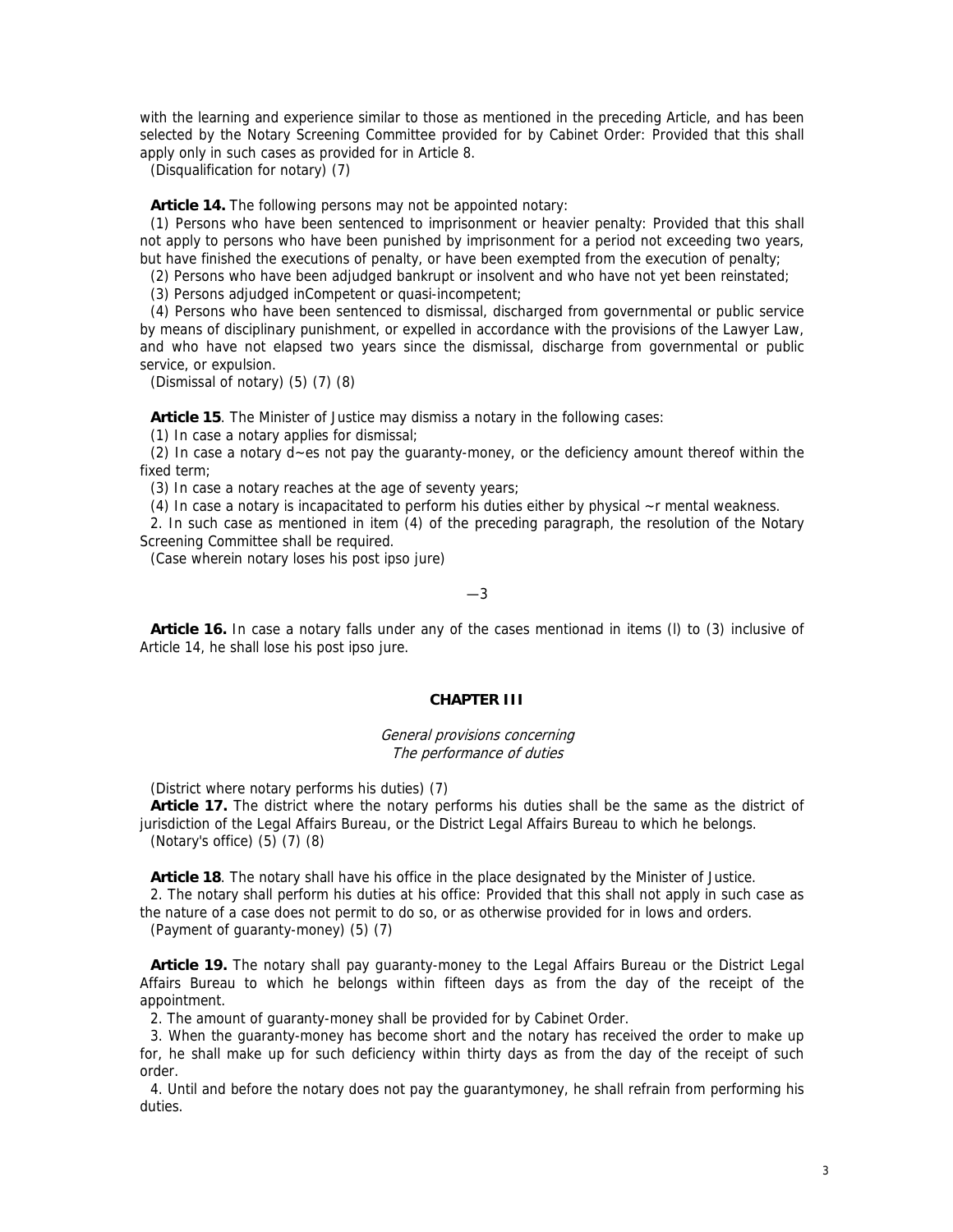with the learning and experience similar to those as mentioned in the preceding Article, and has been selected by the Notary Screening Committee provided for by Cabinet Order: Provided that this shall apply only in such cases as provided for in Article 8.

(Disqualification for notary) (7)

**Article 14.** The following persons may not be appointed notary:

(1) Persons who have been sentenced to imprisonment or heavier penalty: Provided that this shall not apply to persons who have been punished by imprisonment for a period not exceeding two years, but have finished the executions of penalty, or have been exempted from the execution of penalty;

(2) Persons who have been adjudged bankrupt or insolvent and who have not yet been reinstated;

(3) Persons adjudged inCompetent or quasi-incompetent;

(4) Persons who have been sentenced to dismissal, discharged from governmental or public service by means of disciplinary punishment, or expelled in accordance with the provisions of the Lawyer Law, and who have not elapsed two years since the dismissal, discharge from governmental or public service, or expulsion.

(Dismissal of notary) (5) (7) (8)

**Article 15**. The Minister of Justice may dismiss a notary in the following cases:

(1) In case a notary applies for dismissal;

(2) In case a notary d~es not pay the guaranty-money, or the deficiency amount thereof within the fixed term;

(3) In case a notary reaches at the age of seventy years;

(4) In case a notary is incapacitated to perform his duties either by physical ~r mental weakness.

2. In such case as mentioned in item (4) of the preceding paragraph, the resolution of the Notary Screening Committee shall be required.

(Case wherein notary loses his post ipso jure)

—3

**Article 16.** In case a notary falls under any of the cases mentionad in items (l) to (3) inclusive of Article 14, he shall lose his post ipso jure.

## CHAPTER III

*General provisions concerning The performance of duties*

(District where notary performs his duties) (7)

**Article 17.** The district where the notary performs his duties shall be the same as the district of jurisdiction of the Legal Affairs Bureau, or the District Legal Affairs Bureau to which he belongs.

(Notary's office) (5) (7) (8)

**Article 18**. The notary shall have his office in the place designated by the Minister of Justice.

2. The notary shall perform his duties at his office: Provided that this shall not apply in such case as the nature of a case does not permit to do so, or as otherwise provided for in lows and orders.

(Payment of guaranty-money) (5) (7)

**Article 19.** The notary shall pay guaranty-money to the Legal Affairs Bureau or the District Legal Affairs Bureau to which he belongs within fifteen days as from the day of the receipt of the appointment.

2. The amount of guaranty-money shall be provided for by Cabinet Order.

3. When the guaranty-money has become short and the notary has received the order to make up for, he shall make up for such deficiency within thirty days as from the day of the receipt of such order.

4. Until and before the notary does not pay the guarantymoney, he shall refrain from performing his duties.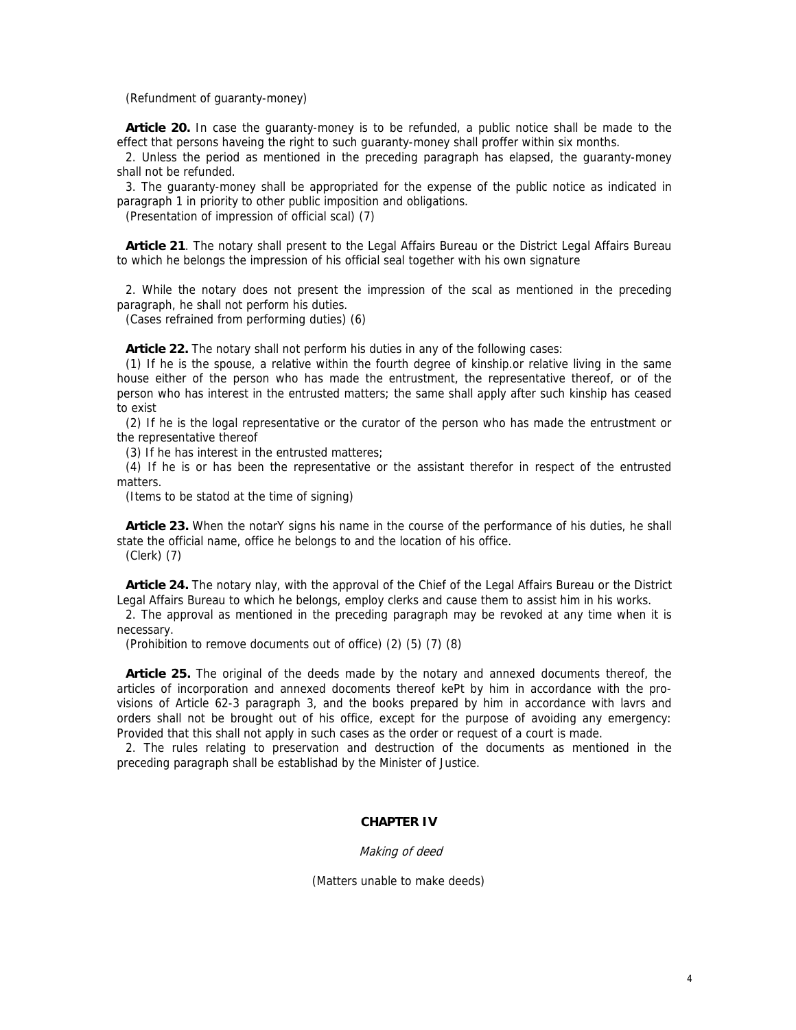(Refundment of guaranty-money)

**Article 20.** In case the guaranty-money is to be refunded, a public notice shall be made to the effect that persons haveing the right to such guaranty-money shall proffer within six months.

2. Unless the period as mentioned in the preceding paragraph has elapsed, the guaranty-money shall not be refunded.

3. The guaranty-money shall be appropriated for the expense of the public notice as indicated in paragraph 1 in priority to other public imposition and obligations.

(Presentation of impression of official scal) (7)

**Article 21**. The notary shall present to the Legal Affairs Bureau or the District Legal Affairs Bureau to which he belongs the impression of his official seal together with his own signature

2. While the notary does not present the impression of the scal as mentioned in the preceding paragraph, he shall not perform his duties.

(Cases refrained from performing duties) (6)

**Article 22.** The notary shall not perform his duties in any of the following cases:

(1) If he is the spouse, a relative within the fourth degree of kinship.or relative living in the same house either of the person who has made the entrustment, the representative thereof, or of the person who has interest in the entrusted matters; the same shall apply after such kinship has ceased to exist

(2) If he is the logal representative or the curator of the person who has made the entrustment or the representative thereof

(3) If he has interest in the entrusted matteres;

(4) If he is or has been the representative or the assistant therefor in respect of the entrusted matters.

(Items to be statod at the time of signing)

**Article 23.** When the notarY signs his name in the course of the performance of his duties, he shall state the official name, office he belongs to and the location of his office.

(Clerk) (7)

**Article 24.** The notary nlay, with the approval of the Chief of the Legal Affairs Bureau or the District Legal Affairs Bureau to which he belongs, employ clerks and cause them to assist him in his works.

2. The approval as mentioned in the preceding paragraph may be revoked at any time when it is necessary.

(Prohibition to remove documents out of office) (2) (5) (7) (8)

**Article 25.** The original of the deeds made by the notary and annexed documents thereof, the articles of incorporation and annexed docoments thereof kePt by him in accordance with the provisions of Article 62-3 paragraph 3, and the books prepared by him in accordance with lavrs and orders shall not be brought out of his office, except for the purpose of avoiding any emergency: Provided that this shall not apply in such cases as the order or request of a court is made.

2. The rules relating to preservation and destruction of the documents as mentioned in the preceding paragraph shall be establishad by the Minister of Justice.

## CHAPTER IV

*Making of deed*

(Matters unable to make deeds)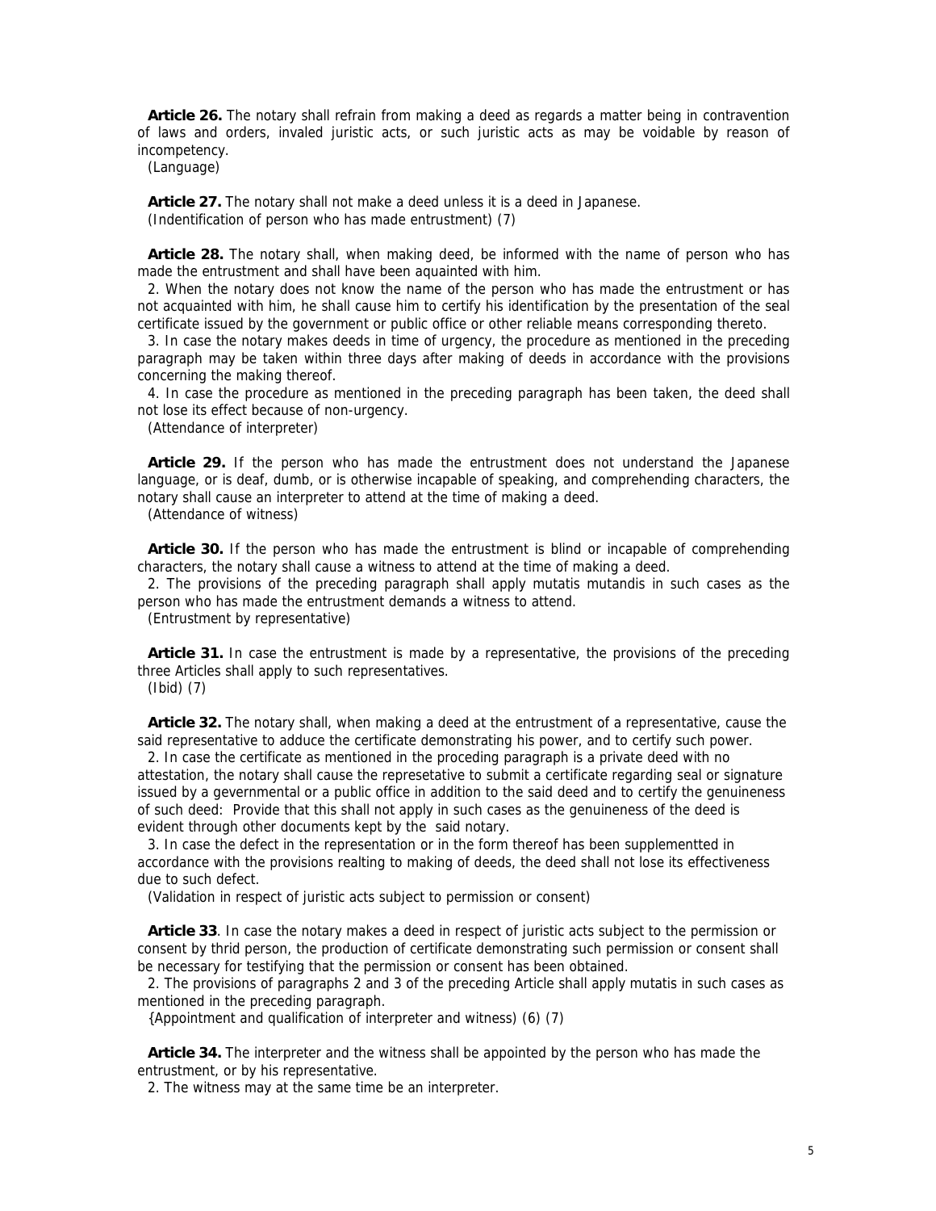**Article 26.** The notary shall refrain from making a deed as regards a matter being in contravention of laws and orders, invaled juristic acts, or such juristic acts as may be voidable by reason of incompetency.

(Language)

**Article 27.** The notary shall not make a deed unless it is a deed in Japanese.

(Indentification of person who has made entrustment) (7)

**Article 28.** The notary shall, when making deed, be informed with the name of person who has made the entrustment and shall have been aquainted with him.

2. When the notary does not know the name of the person who has made the entrustment or has not acquainted with him, he shall cause him to certify his identification by the presentation of the seal certificate issued by the government or public office or other reliable means corresponding thereto.

3. In case the notary makes deeds in time of urgency, the procedure as mentioned in the preceding paragraph may be taken within three days after making of deeds in accordance with the provisions concerning the making thereof.

4. In case the procedure as mentioned in the preceding paragraph has been taken, the deed shall not lose its effect because of non-urgency.

(Attendance of interpreter)

**Article 29.** If the person who has made the entrustment does not understand the Japanese language, or is deaf, dumb, or is otherwise incapable of speaking, and comprehending characters, the notary shall cause an interpreter to attend at the time of making a deed.

(Attendance of witness)

**Article 30.** If the person who has made the entrustment is blind or incapable of comprehending characters, the notary shall cause a witness to attend at the time of making a deed.

2. The provisions of the preceding paragraph shall apply mutatis mutandis in such cases as the person who has made the entrustment demands a witness to attend.

(Entrustment by representative)

**Article 31.** In case the entrustment is made by a representative, the provisions of the preceding three Articles shall apply to such representatives.

(Ibid) (7)

**Article 32.** The notary shall, when making a deed at the entrustment of a representative, cause the said representative to adduce the certificate demonstrating his power, and to certify such power.

2. In case the certificate as mentioned in the proceding paragraph is a private deed with no attestation, the notary shall cause the represetative to submit a certificate regarding seal or signature issued by a gevernmental or a public office in addition to the said deed and to certify the genuineness of such deed: Provide that this shall not apply in such cases as the genuineness of the deed is evident through other documents kept by the said notary.

3. In case the defect in the representation or in the form thereof has been supplementted in accordance with the provisions realting to making of deeds, the deed shall not lose its effectiveness due to such defect.

(Validation in respect of juristic acts subject to permission or consent)

**Article 33**. In case the notary makes a deed in respect of juristic acts subject to the permission or consent by thrid person, the production of certificate demonstrating such permission or consent shall be necessary for testifying that the permission or consent has been obtained.

2. The provisions of paragraphs 2 and 3 of the preceding Article shall apply mutatis in such cases as mentioned in the preceding paragraph.

{Appointment and qualification of interpreter and witness) (6) (7)

**Article 34.** The interpreter and the witness shall be appointed by the person who has made the entrustment, or by his representative.

2. The witness may at the same time be an interpreter.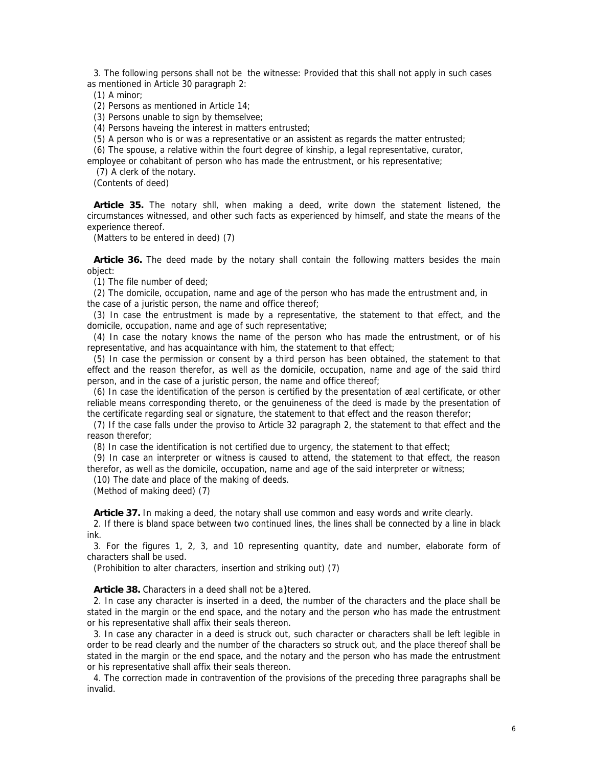3. The following persons shall not be the witnesse: Provided that this shall not apply in such cases as mentioned in Article 30 paragraph 2:

(1) A minor;

(2) Persons as mentioned in Article 14;

(3) Persons unable to sign by themselvee;

(4) Persons haveing the interest in matters entrusted;

(5) A person who is or was a representative or an assistent as regards the matter entrusted;

(6) The spouse, a relative within the fourt degree of kinship, a legal representative, curator, employee or cohabitant of person who has made the entrustment, or his representative;

(7) A clerk of the notary.

(Contents of deed)

**Article 35.** The notary shll, when making a deed, write down the statement listened, the circumstances witnessed, and other such facts as experienced by himself, and state the means of the experience thereof.

(Matters to be entered in deed) (7)

**Article 36.** The deed made by the notary shall contain the following matters besides the main object:

(1) The file number of deed;

(2) The domicile, occupation, name and age of the person who has made the entrustment and, in the case of a juristic person, the name and office thereof;

(3) In case the entrustment is made by a representative, the statement to that effect, and the domicile, occupation, name and age of such representative;

(4) In case the notary knows the name of the person who has made the entrustment, or of his representative, and has acquaintance with him, the statement to that effect;

(5) In case the permission or consent by a third person has been obtained, the statement to that effect and the reason therefor, as well as the domicile, occupation, name and age of the said third person, and in the case of a juristic person, the name and office thereof;

(6) In case the identification of the person is certified by the presentation of æal certificate, or other reliable means corresponding thereto, or the genuineness of the deed is made by the presentation of the certificate regarding seal or signature, the statement to that effect and the reason therefor;

(7) If the case falls under the proviso to Article 32 paragraph 2, the statement to that effect and the reason therefor;

(8) In case the identification is not certified due to urgency, the statement to that effect;

(9) In case an interpreter or witness is caused to attend, the statement to that effect, the reason therefor, as well as the domicile, occupation, name and age of the said interpreter or witness;

(10) The date and place of the making of deeds.

(Method of making deed) (7)

**Article 37.** In making a deed, the notary shall use common and easy words and write clearly.

2. If there is bland space between two continued lines, the lines shall be connected by a line in black ink.

3. For the figures 1, 2, 3, and 10 representing quantity, date and number, elaborate form of characters shall be used.

(Prohibition to alter characters, insertion and striking out) (7)

**Article 38.** Characters in a deed shall not be a}tered.

2. In case any character is inserted in a deed, the number of the characters and the place shall be stated in the margin or the end space, and the notary and the person who has made the entrustment or his representative shall affix their seals thereon.

3. In case any character in a deed is struck out, such character or characters shall be left legible in order to be read clearly and the number of the characters so struck out, and the place thereof shall be stated in the margin or the end space, and the notary and the person who has made the entrustment or his representative shall affix their seals thereon.

4. The correction made in contravention of the provisions of the preceding three paragraphs shall be invalid.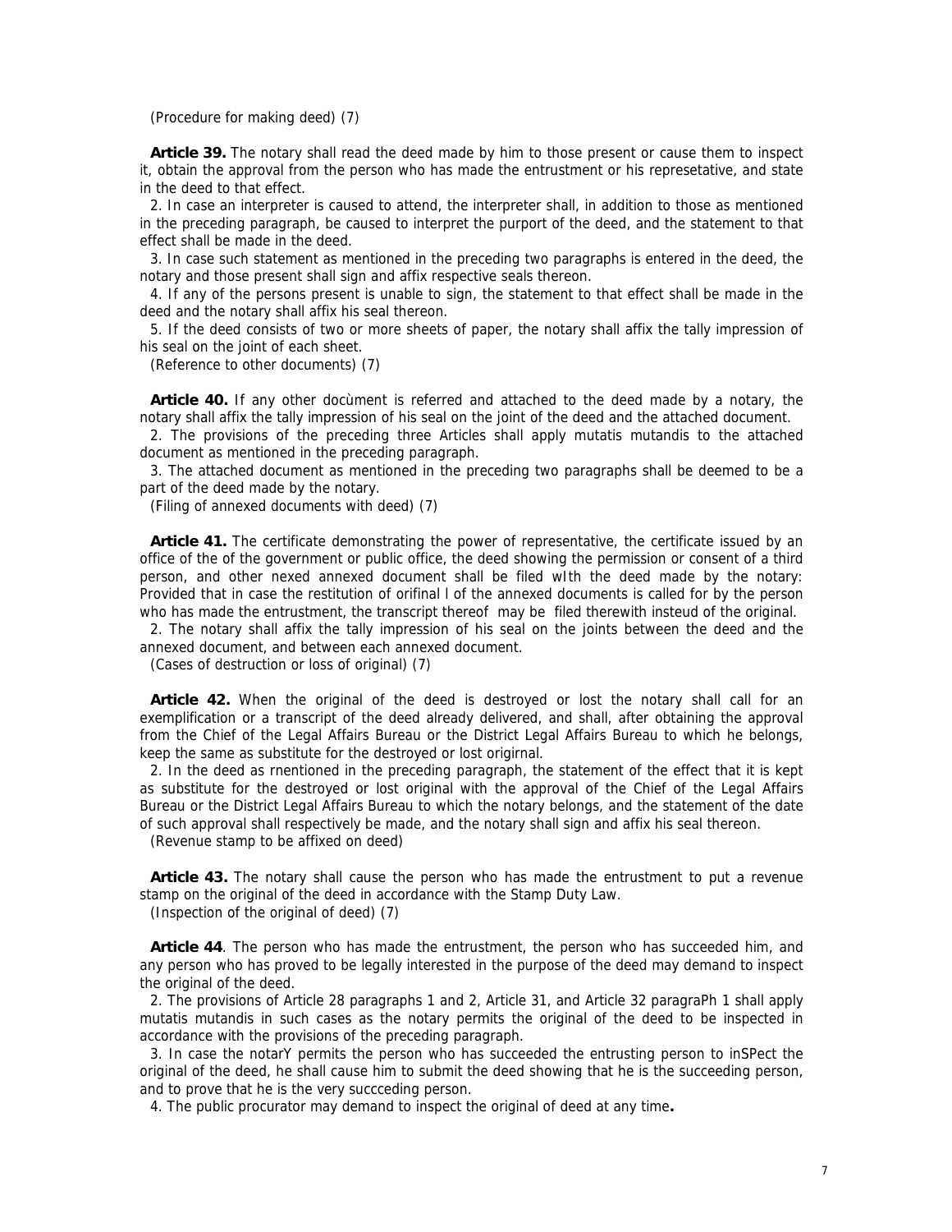(Procedure for making deed) (7)

**Article 39.** The notary shall read the deed made by him to those present or cause them to inspect it, obtain the approval from the person who has made the entrustment or his represetative, and state in the deed to that effect.

2. In case an interpreter is caused to attend, the interpreter shall, in addition to those as mentioned in the preceding paragraph, be caused to interpret the purport of the deed, and the statement to that effect shall be made in the deed.

3. In case such statement as mentioned in the preceding two paragraphs is entered in the deed, the notary and those present shall sign and affix respective seals thereon.

4. If any of the persons present is unable to sign, the statement to that effect shall be made in the deed and the notary shall affix his seal thereon.

5. If the deed consists of two or more sheets of paper, the notary shall affix the tally impression of his seal on the joint of each sheet.

(Reference to other documents) (7)

**Article 40.** If any other docùment is referred and attached to the deed made by a notary, the notary shall affix the tally impression of his seal on the joint of the deed and the attached document.

2. The provisions of the preceding three Articles shall apply mutatis mutandis to the attached document as mentioned in the preceding paragraph.

3. The attached document as mentioned in the preceding two paragraphs shall be deemed to be a part of the deed made by the notary.

(Filing of annexed documents with deed) (7)

**Article 41.** The certificate demonstrating the power of representative, the certificate issued by an office of the of the government or public office, the deed showing the permission or consent of a third person, and other nexed annexed document shall be filed wIth the deed made by the notary: Provided that in case the restitution of orifinal l of the annexed documents is called for by the person who has made the entrustment, the transcript thereof may be filed therewith insteud of the original.

2. The notary shall affix the tally impression of his seal on the joints between the deed and the annexed document, and between each annexed document.

(Cases of destruction or loss of original) (7)

**Article 42.** When the original of the deed is destroyed or lost the notary shall call for an exemplification or a transcript of the deed already delivered, and shall, after obtaining the approval from the Chief of the Legal Affairs Bureau or the District Legal Affairs Bureau to which he belongs, keep the same as substitute for the destroyed or lost origirnal.

2. In the deed as rnentioned in the preceding paragraph, the statement of the effect that it is kept as substitute for the destroyed or lost original with the approval of the Chief of the Legal Affairs Bureau or the District Legal Affairs Bureau to which the notary belongs, and the statement of the date of such approval shall respectively be made, and the notary shall sign and affix his seal thereon.

(Revenue stamp to be affixed on deed)

**Article 43.** The notary shall cause the person who has made the entrustment to put a revenue stamp on the original of the deed in accordance with the Stamp Duty Law.

(Inspection of the original of deed) (7)

**Article 44**. The person who has made the entrustment, the person who has succeeded him, and any person who has proved to be legally interested in the purpose of the deed may demand to inspect the original of the deed.

2. The provisions of Article 28 paragraphs 1 and 2, Article 31, and Article 32 paragraPh 1 shall apply mutatis mutandis in such cases as the notary permits the original of the deed to be inspected in accordance with the provisions of the preceding paragraph.

3. In case the notarY permits the person who has succeeded the entrusting person to inSPect the original of the deed, he shall cause him to submit the deed showing that he is the succeeding person, and to prove that he is the very succceding person.

4. The public procurator may demand to inspect the original of deed at any time**.**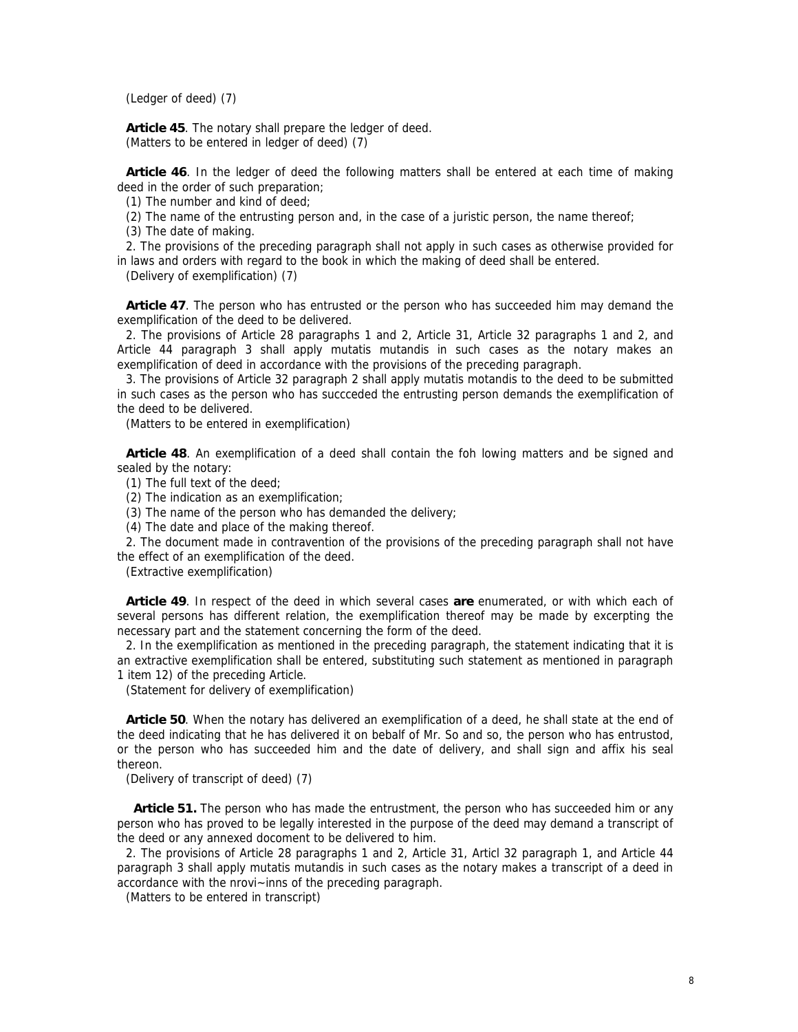(Ledger of deed) (7)

**Article 45**. The notary shall prepare the ledger of deed.

(Matters to be entered in ledger of deed) (7)

**Article 46**. In the ledger of deed the following matters shall be entered at each time of making deed in the order of such preparation;

(1) The number and kind of deed;

(2) The name of the entrusting person and, in the case of a juristic person, the name thereof;

(3) The date of making.

2. The provisions of the preceding paragraph shall not apply in such cases as otherwise provided for in laws and orders with regard to the book in which the making of deed shall be entered.

(Delivery of exemplification) (7)

**Article 47**. The person who has entrusted or the person who has succeeded him may demand the exemplification of the deed to be delivered.

2. The provisions of Article 28 paragraphs 1 and 2, Article 31, Article 32 paragraphs 1 and 2, and Article 44 paragraph 3 shall apply mutatis mutandis in such cases as the notary makes an exemplification of deed in accordance with the provisions of the preceding paragraph.

3. The provisions of Article 32 paragraph 2 shall apply mutatis motandis to the deed to be submitted in such cases as the person who has succceded the entrusting person demands the exemplification of the deed to be delivered.

(Matters to be entered in exemplification)

**Article 48**. An exemplification of a deed shall contain the foh lowing matters and be signed and sealed by the notary:

(1) The full text of the deed;

(2) The indication as an exemplification;

(3) The name of the person who has demanded the delivery;

(4) The date and place of the making thereof.

2. The document made in contravention of the provisions of the preceding paragraph shall not have the effect of an exemplification of the deed.

(Extractive exemplification)

**Article 49**. In respect of the deed in which several cases **are** enumerated, or with which each of several persons has different relation, the exemplification thereof may be made by excerpting the necessary part and the statement concerning the form of the deed.

2. In the exemplification as mentioned in the preceding paragraph, the statement indicating that it is an extractive exemplification shall be entered, substituting such statement as mentioned in paragraph 1 item 12) of the preceding Article.

(Statement for delivery of exemplification)

**Article 50**. When the notary has delivered an exemplification of a deed, he shall state at the end of the deed indicating that he has delivered it on bebalf of Mr. So and so, the person who has entrustod, or the person who has succeeded him and the date of delivery, and shall sign and affix his seal thereon.

(Delivery of transcript of deed) (7)

**Article 51.** The person who has made the entrustment, the person who has succeeded him or any person who has proved to be legally interested in the purpose of the deed may demand a transcript of the deed or any annexed docoment to be delivered to him.

2. The provisions of Article 28 paragraphs 1 and 2, Article 31, Articl 32 paragraph 1, and Article 44 paragraph 3 shall apply mutatis mutandis in such cases as the notary makes a transcript of a deed in accordance with the nrovi~inns of the preceding paragraph.

(Matters to be entered in transcript)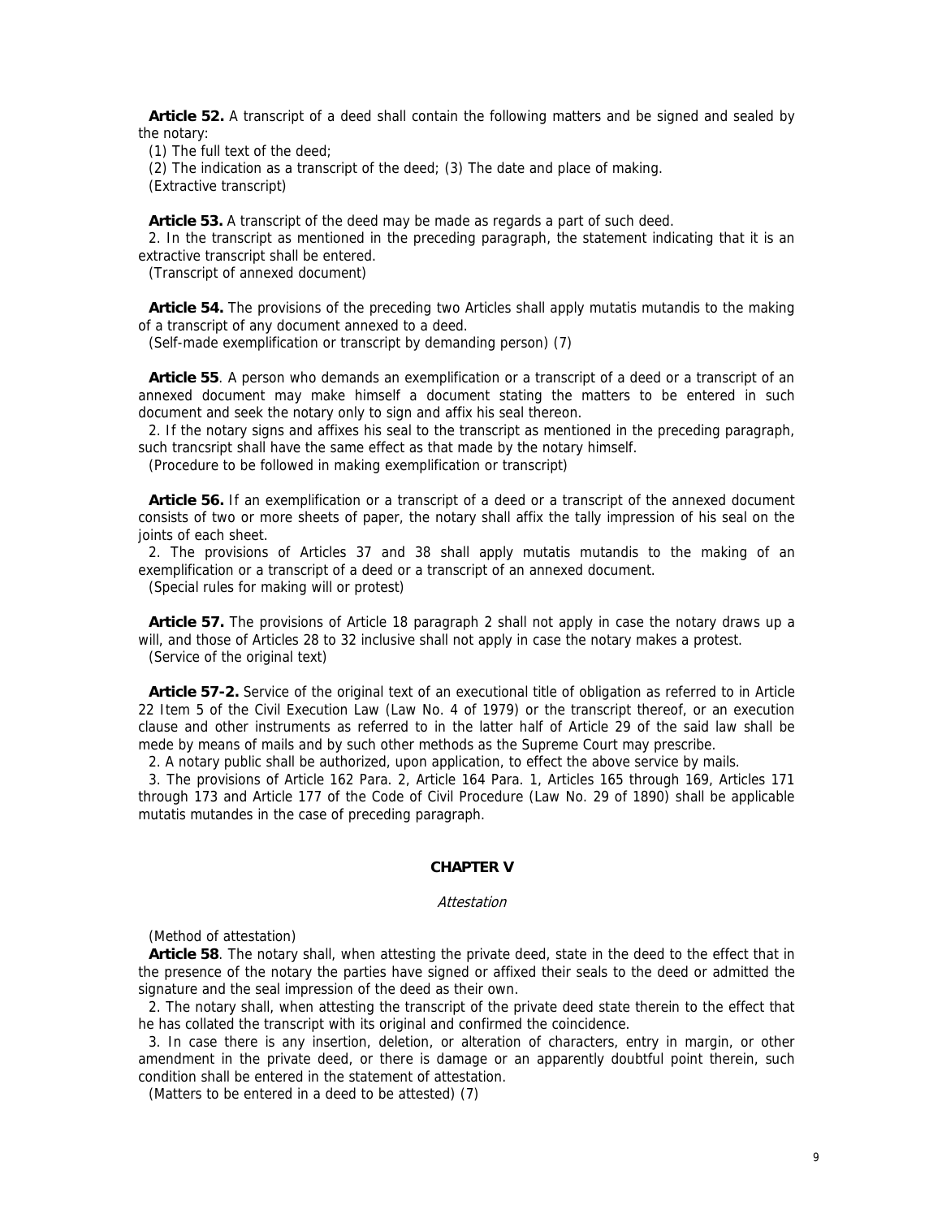**Article 52.** A transcript of a deed shall contain the following matters and be signed and sealed by the notary:

(1) The full text of the deed;

(2) The indication as a transcript of the deed; (3) The date and place of making.

(Extractive transcript)

**Article 53.** A transcript of the deed may be made as regards a part of such deed.

2. In the transcript as mentioned in the preceding paragraph, the statement indicating that it is an extractive transcript shall be entered.

(Transcript of annexed document)

**Article 54.** The provisions of the preceding two Articles shall apply mutatis mutandis to the making of a transcript of any document annexed to a deed.

(Self-made exemplification or transcript by demanding person) (7)

**Article 55**. A person who demands an exemplification or a transcript of a deed or a transcript of an annexed document may make himself a document stating the matters to be entered in such document and seek the notary only to sign and affix his seal thereon.

2. If the notary signs and affixes his seal to the transcript as mentioned in the preceding paragraph, such trancsript shall have the same effect as that made by the notary himself.

(Procedure to be followed in making exemplification or transcript)

**Article 56.** If an exemplification or a transcript of a deed or a transcript of the annexed document consists of two or more sheets of paper, the notary shall affix the tally impression of his seal on the joints of each sheet.

2. The provisions of Articles 37 and 38 shall apply mutatis mutandis to the making of an exemplification or a transcript of a deed or a transcript of an annexed document.

(Special rules for making will or protest)

**Article 57.** The provisions of Article 18 paragraph 2 shall not apply in case the notary draws up a will, and those of Articles 28 to 32 inclusive shall not apply in case the notary makes a protest.

(Service of the original text)

**Article 57-2.** Service of the original text of an executional title of obligation as referred to in Article 22 Item 5 of the Civil Execution Law (Law No. 4 of 1979) or the transcript thereof, or an execution clause and other instruments as referred to in the latter half of Article 29 of the said law shall be mede by means of mails and by such other methods as the Supreme Court may prescribe.

2. A notary public shall be authorized, upon application, to effect the above service by mails.

3. The provisions of Article 162 Para. 2, Article 164 Para. 1, Articles 165 through 169, Articles 171 through 173 and Article 177 of the Code of Civil Procedure (Law No. 29 of 1890) shall be applicable mutatis mutandes in the case of preceding paragraph.

## CHAPTER V

*Attestation*

(Method of attestation)

**Article 58**. The notary shall, when attesting the private deed, state in the deed to the effect that in the presence of the notary the parties have signed or affixed their seals to the deed or admitted the signature and the seal impression of the deed as their own.

2. The notary shall, when attesting the transcript of the private deed state therein to the effect that he has collated the transcript with its original and confirmed the coincidence.

3. In case there is any insertion, deletion, or alteration of characters, entry in margin, or other amendment in the private deed, or there is damage or an apparently doubtful point therein, such condition shall be entered in the statement of attestation.

(Matters to be entered in a deed to be attested) (7)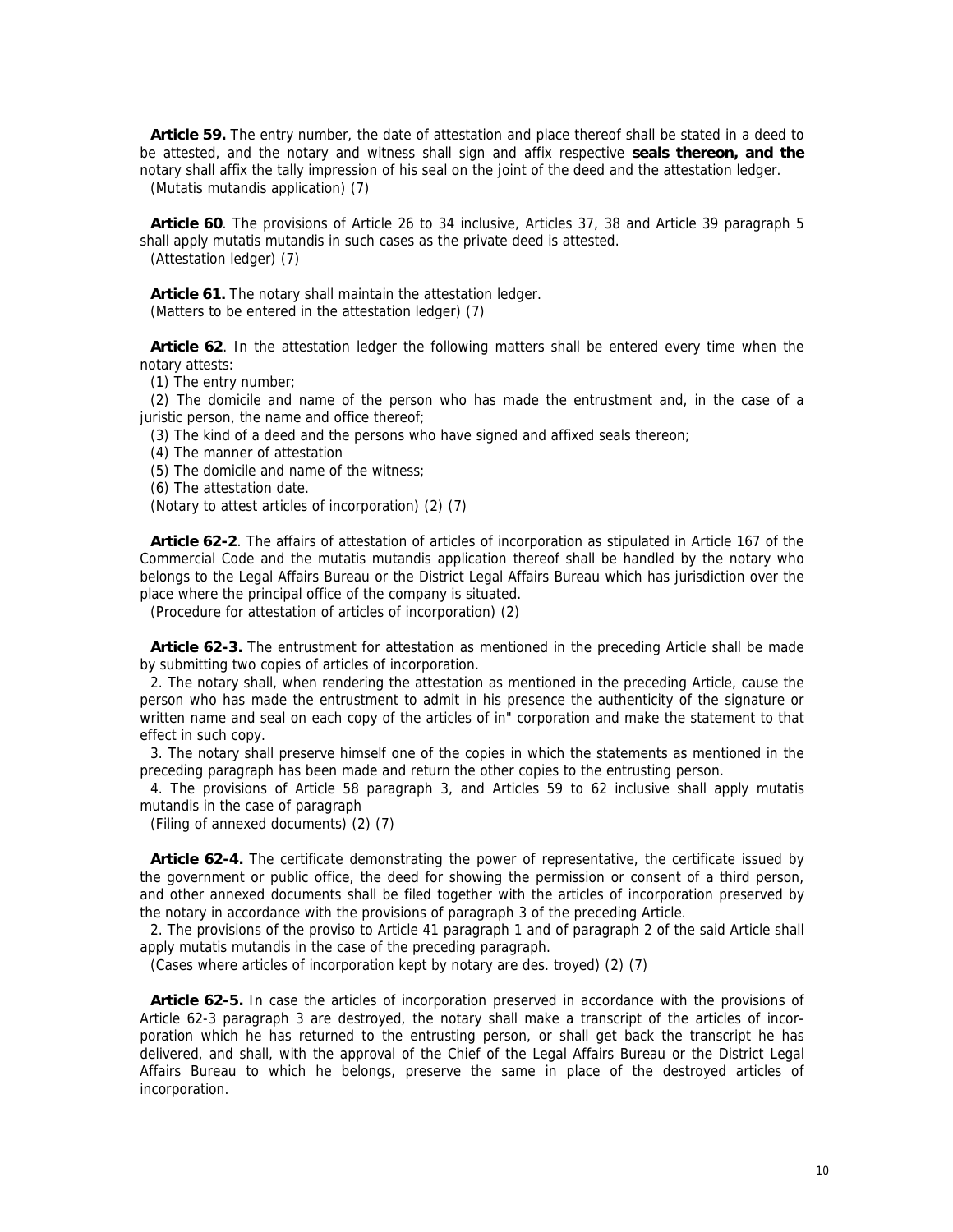**Article 59.** The entry number, the date of attestation and place thereof shall be stated in a deed to be attested, and the notary and witness shall sign and affix respective **seals thereon, and the** notary shall affix the tally impression of his seal on the joint of the deed and the attestation ledger.

(Mutatis mutandis application) (7)

**Article 60**. The provisions of Article 26 to 34 inclusive, Articles 37, 38 and Article 39 paragraph 5 shall apply mutatis mutandis in such cases as the private deed is attested.

(Attestation ledger) (7)

**Article 61.** The notary shall maintain the attestation ledger.

(Matters to be entered in the attestation ledger) (7)

**Article 62**. In the attestation ledger the following matters shall be entered every time when the notary attests:

(1) The entry number;

(2) The domicile and name of the person who has made the entrustment and, in the case of a juristic person, the name and office thereof;

(3) The kind of a deed and the persons who have signed and affixed seals thereon;

(4) The manner of attestation

(5) The domicile and name of the witness;

(6) The attestation date.

(Notary to attest articles of incorporation) (2) (7)

**Article 62-2**. The affairs of attestation of articles of incorporation as stipulated in Article 167 of the Commercial Code and the mutatis mutandis application thereof shall be handled by the notary who belongs to the Legal Affairs Bureau or the District Legal Affairs Bureau which has jurisdiction over the place where the principal office of the company is situated.

(Procedure for attestation of articles of incorporation) (2)

**Article 62-3.** The entrustment for attestation as mentioned in the preceding Article shall be made by submitting two copies of articles of incorporation.

2. The notary shall, when rendering the attestation as mentioned in the preceding Article, cause the person who has made the entrustment to admit in his presence the authenticity of the signature or written name and seal on each copy of the articles of in" corporation and make the statement to that effect in such copy.

3. The notary shall preserve himself one of the copies in which the statements as mentioned in the preceding paragraph has been made and return the other copies to the entrusting person.

4. The provisions of Article 58 paragraph 3, and Articles 59 to 62 inclusive shall apply mutatis mutandis in the case of paragraph

(Filing of annexed documents) (2) (7)

**Article 62-4.** The certificate demonstrating the power of representative, the certificate issued by the government or public office, the deed for showing the permission or consent of a third person, and other annexed documents shall be filed together with the articles of incorporation preserved by the notary in accordance with the provisions of paragraph 3 of the preceding Article.

2. The provisions of the proviso to Article 41 paragraph 1 and of paragraph 2 of the said Article shall apply mutatis mutandis in the case of the preceding paragraph.

(Cases where articles of incorporation kept by notary are des. troyed) (2) (7)

**Article 62-5.** In case the articles of incorporation preserved in accordance with the provisions of Article 62-3 paragraph 3 are destroyed, the notary shall make a transcript of the articles of incorporation which he has returned to the entrusting person, or shall get back the transcript he has delivered, and shall, with the approval of the Chief of the Legal Affairs Bureau or the District Legal Affairs Bureau to which he belongs, preserve the same in place of the destroyed articles of incorporation.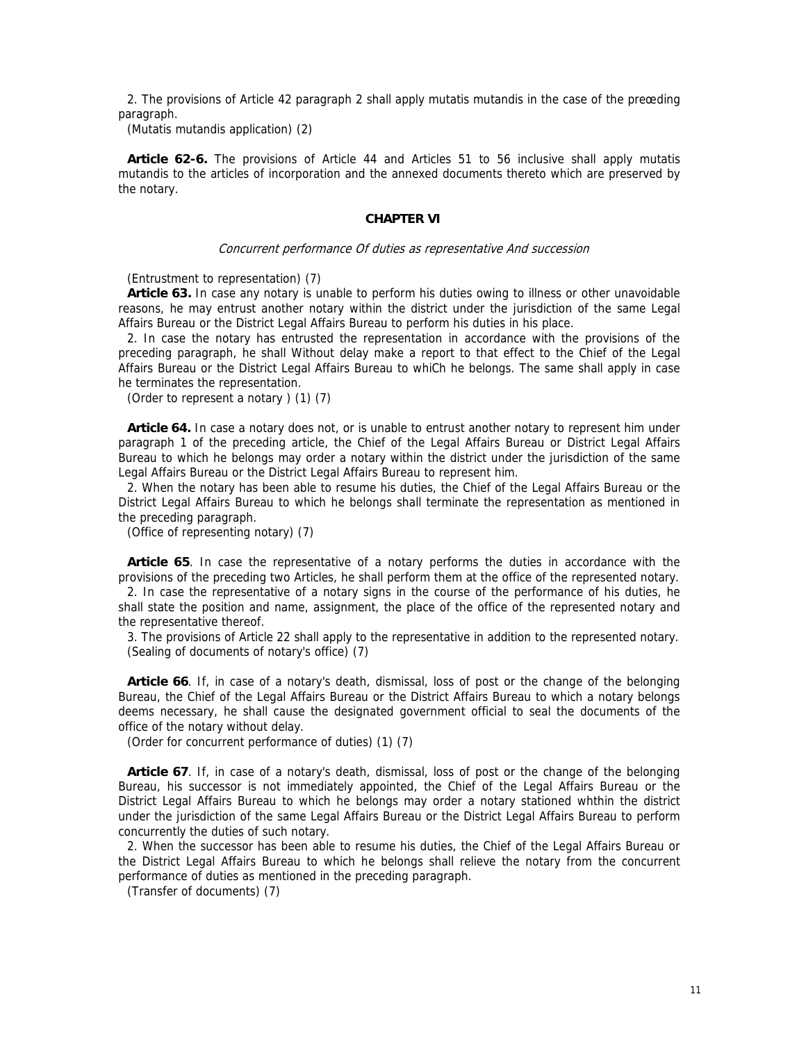2. The provisions of Article 42 paragraph 2 shall apply mutatis mutandis in the case of the preœding paragraph.

(Mutatis mutandis application) (2)

**Article 62-6.** The provisions of Article 44 and Articles 51 to 56 inclusive shall apply mutatis mutandis to the articles of incorporation and the annexed documents thereto which are preserved by the notary.

## CHAPTER VI

*Concurrent performance Of duties as representative And succession*

(Entrustment to representation) (7)

**Article 63.** In case any notary is unable to perform his duties owing to illness or other unavoidable reasons, he may entrust another notary within the district under the jurisdiction of the same Legal Affairs Bureau or the District Legal Affairs Bureau to perform his duties in his place.

2. In case the notary has entrusted the representation in accordance with the provisions of the preceding paragraph, he shall Without delay make a report to that effect to the Chief of the Legal Affairs Bureau or the District Legal Affairs Bureau to whiCh he belongs. The same shall apply in case he terminates the representation.

(Order to represent a notary ) (1) (7)

**Article 64.** In case a notary does not, or is unable to entrust another notary to represent him under paragraph 1 of the preceding article, the Chief of the Legal Affairs Bureau or District Legal Affairs Bureau to which he belongs may order a notary within the district under the jurisdiction of the same Legal Affairs Bureau or the District Legal Affairs Bureau to represent him.

2. When the notary has been able to resume his duties, the Chief of the Legal Affairs Bureau or the District Legal Affairs Bureau to which he belongs shall terminate the representation as mentioned in the preceding paragraph.

(Office of representing notary) (7)

**Article 65**. In case the representative of a notary performs the duties in accordance with the provisions of the preceding two Articles, he shall perform them at the office of the represented notary.

2. In case the representative of a notary signs in the course of the performance of his duties, he shall state the position and name, assignment, the place of the office of the represented notary and the representative thereof.

3. The provisions of Article 22 shall apply to the representative in addition to the represented notary.

(Sealing of documents of notary's office) (7)

**Article 66**. If, in case of a notary's death, dismissal, loss of post or the change of the belonging Bureau, the Chief of the Legal Affairs Bureau or the District Affairs Bureau to which a notary belongs deems necessary, he shall cause the designated government official to seal the documents of the office of the notary without delay.

(Order for concurrent performance of duties) (1) (7)

**Article 67**. If, in case of a notary's death, dismissal, loss of post or the change of the belonging Bureau, his successor is not immediately appointed, the Chief of the Legal Affairs Bureau or the District Legal Affairs Bureau to which he belongs may order a notary stationed whthin the district under the jurisdiction of the same Legal Affairs Bureau or the District Legal Affairs Bureau to perform concurrently the duties of such notary.

2. When the successor has been able to resume his duties, the Chief of the Legal Affairs Bureau or the District Legal Affairs Bureau to which he belongs shall relieve the notary from the concurrent performance of duties as mentioned in the preceding paragraph.

(Transfer of documents) (7)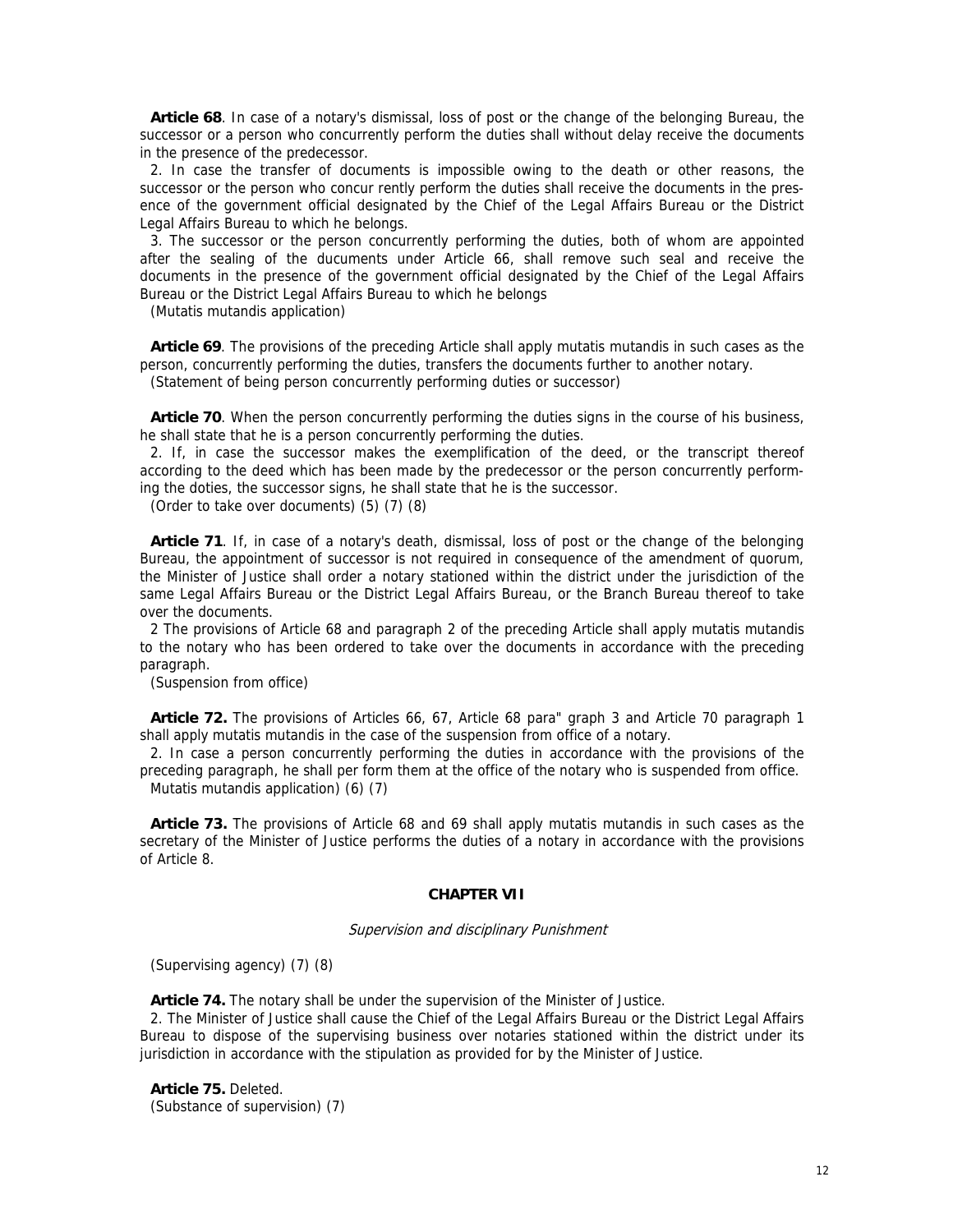**Article 68**. In case of a notary's dismissal, loss of post or the change of the belonging Bureau, the successor or a person who concurrently perform the duties shall without delay receive the documents in the presence of the predecessor.

2. In case the transfer of documents is impossible owing to the death or other reasons, the successor or the person who concur rently perform the duties shall receive the documents in the presence of the government official designated by the Chief of the Legal Affairs Bureau or the District Legal Affairs Bureau to which he belongs.

3. The successor or the person concurrently performing the duties, both of whom are appointed after the sealing of the ducuments under Article 66, shall remove such seal and receive the documents in the presence of the government official designated by the Chief of the Legal Affairs Bureau or the District Legal Affairs Bureau to which he belongs

(Mutatis mutandis application)

**Article 69**. The provisions of the preceding Article shall apply mutatis mutandis in such cases as the person, concurrently performing the duties, transfers the documents further to another notary.

(Statement of being person concurrently performing duties or successor)

**Article 70**. When the person concurrently performing the duties signs in the course of his business, he shall state that he is a person concurrently performing the duties.

2. If, in case the successor makes the exemplification of the deed, or the transcript thereof according to the deed which has been made by the predecessor or the person concurrently performing the doties, the successor signs, he shall state that he is the successor.

(Order to take over documents) (5) (7) (8)

**Article 71**. If, in case of a notary's death, dismissal, loss of post or the change of the belonging Bureau, the appointment of successor is not required in consequence of the amendment of quorum, the Minister of Justice shall order a notary stationed within the district under the jurisdiction of the same Legal Affairs Bureau or the District Legal Affairs Bureau, or the Branch Bureau thereof to take over the documents.

2 The provisions of Article 68 and paragraph 2 of the preceding Article shall apply mutatis mutandis to the notary who has been ordered to take over the documents in accordance with the preceding paragraph.

(Suspension from office)

**Article 72.** The provisions of Articles 66, 67, Article 68 para" graph 3 and Article 70 paragraph 1 shall apply mutatis mutandis in the case of the suspension from office of a notary.

2. In case a person concurrently performing the duties in accordance with the provisions of the preceding paragraph, he shall per form them at the office of the notary who is suspended from office.

Mutatis mutandis application) (6) (7)

**Article 73.** The provisions of Article 68 and 69 shall apply mutatis mutandis in such cases as the secretary of the Minister of Justice performs the duties of a notary in accordance with the provisions of Article 8.

## CHAPTER VII

*Supervision and disciplinary Punishment*

(Supervising agency) (7) (8)

**Article 74.** The notary shall be under the supervision of the Minister of Justice.

2. The Minister of Justice shall cause the Chief of the Legal Affairs Bureau or the District Legal Affairs Bureau to dispose of the supervising business over notaries stationed within the district under its jurisdiction in accordance with the stipulation as provided for by the Minister of Justice.

**Article 75.** Deleted.

(Substance of supervision) (7)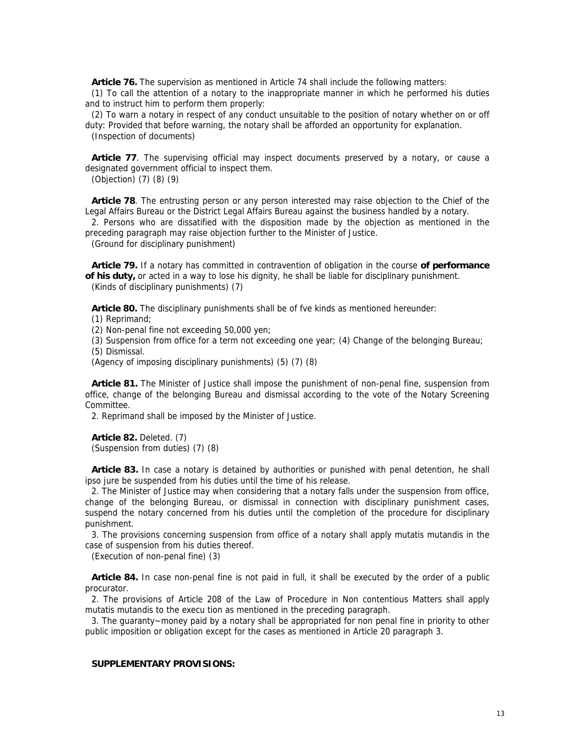**Article 76.** The supervision as mentioned in Article 74 shall include the following matters:

(1) To call the attention of a notary to the inappropriate manner in which he performed his duties and to instruct him to perform them properly:

(2) To warn a notary in respect of any conduct unsuitable to the position of notary whether on or off duty: Provided that before warning, the notary shall be afforded an opportunity for explanation.

(Inspection of documents)

**Article 77**. The supervising official may inspect documents preserved by a notary, or cause a designated government official to inspect them.

(Objection) (7) (8) (9)

**Article 78**. The entrusting person or any person interested may raise objection to the Chief of the Legal Affairs Bureau or the District Legal Affairs Bureau against the business handled by a notary.

2. Persons who are dissatified with the disposition made by the objection as mentioned in the preceding paragraph may raise objection further to the Minister of Justice.

(Ground for disciplinary punishment)

**Article 79.** If a notary has committed in contravention of obligation in the course **of performance of his duty,** or acted in a way to lose his dignity, he shall be liable for disciplinary punishment.

(Kinds of disciplinary punishments) (7)

**Article 80.** The disciplinary punishments shall be of fve kinds as mentioned hereunder:

(1) Reprimand;

(2) Non-penal fine not exceeding 50,000 yen;

(3) Suspension from office for a term not exceeding one year; (4) Change of the belonging Bureau;

(5) Dismissal.

(Agency of imposing disciplinary punishments) (5) (7) (8)

**Article 81.** The Minister of Justice shall impose the punishment of non-penal fine, suspension from office, change of the belonging Bureau and dismissal according to the vote of the Notary Screening Committee.

2. Reprimand shall be imposed by the Minister of Justice.

**Article 82.** Deleted. (7)

(Suspension from duties) (7) (8)

**Article 83.** In case a notary is detained by authorities or punished with penal detention, he shall ipso jure be suspended from his duties until the time of his release.

2. The Minister of Justice may when considering that a notary falls under the suspension from office, change of the belonging Bureau, or dismissal in connection with disciplinary punishment cases, suspend the notary concerned from his duties until the completion of the procedure for disciplinary punishment.

3. The provisions concerning suspension from office of a notary shall apply mutatis mutandis in the case of suspension from his duties thereof.

(Execution of non-penal fine) (3)

**Article 84.** In case non-penal fine is not paid in full, it shall be executed by the order of a public procurator.

2. The provisions of Article 208 of the Law of Procedure in Non contentious Matters shall apply mutatis mutandis to the execu tion as mentioned in the preceding paragraph.

3. The guaranty~money paid by a notary shall be appropriated for non penal fine in priority to other public imposition or obligation except for the cases as mentioned in Article 20 paragraph 3.

**SUPPLEMENTARY PROVISIONS:**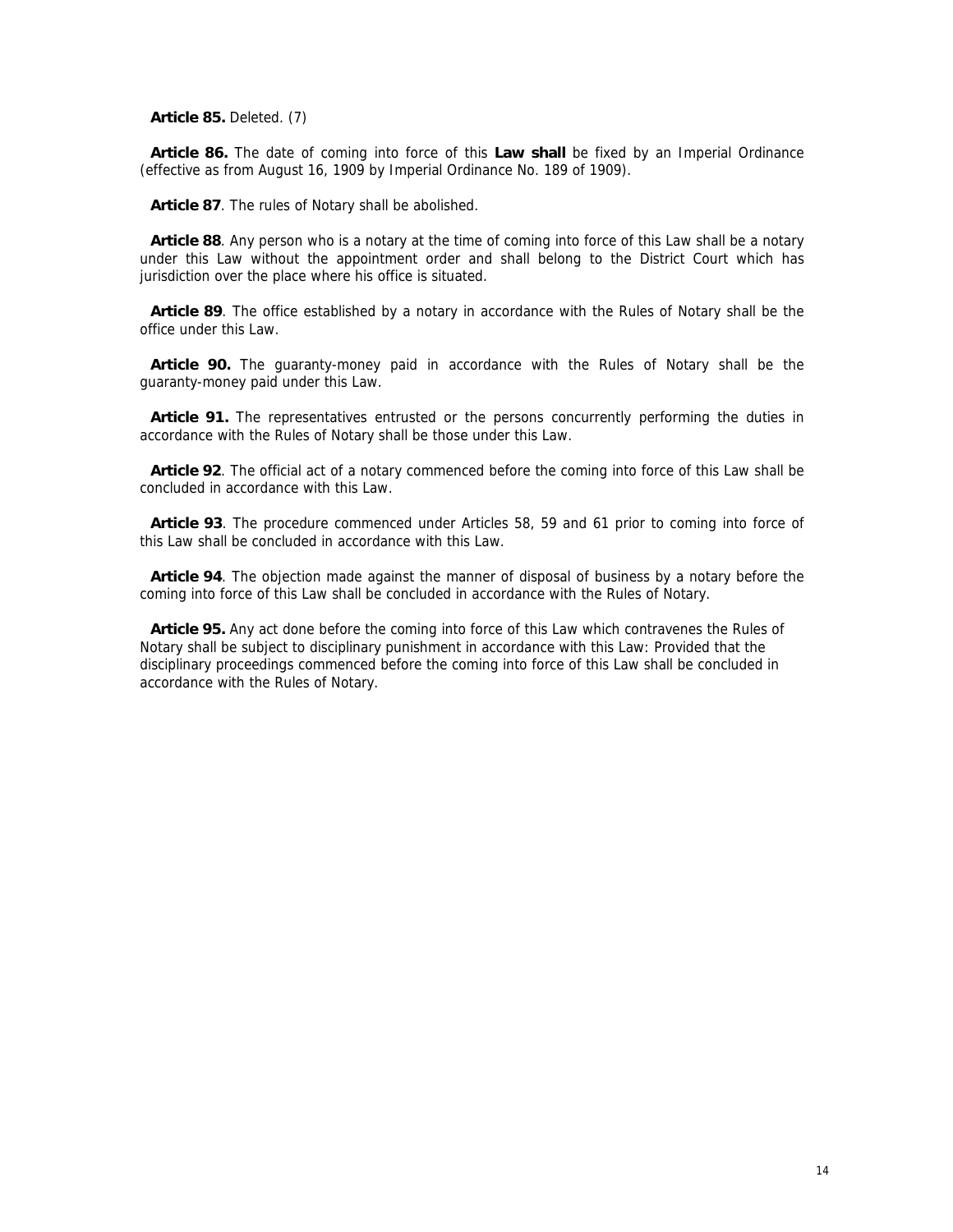**Article 85.** Deleted. (7)

**Article 86.** The date of coming into force of this **Law shall** be fixed by an Imperial Ordinance (effective as from August 16, 1909 by Imperial Ordinance No. 189 of 1909).

**Article 87**. The rules of Notary shall be abolished.

**Article 88**. Any person who is a notary at the time of coming into force of this Law shall be a notary under this Law without the appointment order and shall belong to the District Court which has jurisdiction over the place where his office is situated.

**Article 89**. The office established by a notary in accordance with the Rules of Notary shall be the office under this Law.

**Article 90.** The guaranty-money paid in accordance with the Rules of Notary shall be the guaranty-money paid under this Law.

**Article 91.** The representatives entrusted or the persons concurrently performing the duties in accordance with the Rules of Notary shall be those under this Law.

**Article 92**. The official act of a notary commenced before the coming into force of this Law shall be concluded in accordance with this Law.

**Article 93**. The procedure commenced under Articles 58, 59 and 61 prior to coming into force of this Law shall be concluded in accordance with this Law.

**Article 94**. The objection made against the manner of disposal of business by a notary before the coming into force of this Law shall be concluded in accordance with the Rules of Notary.

**Article 95.** Any act done before the coming into force of this Law which contravenes the Rules of Notary shall be subject to disciplinary punishment in accordance with this Law: Provided that the disciplinary proceedings commenced before the coming into force of this Law shall be concluded in accordance with the Rules of Notary.